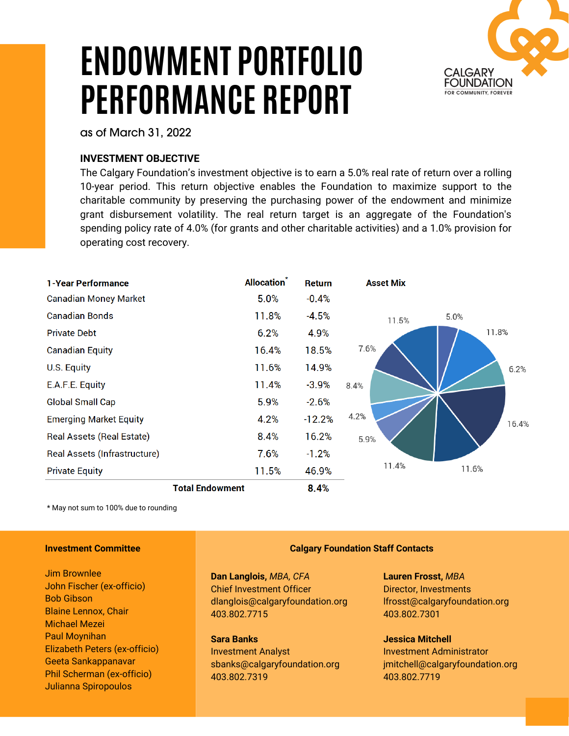# ENDOWMENT PORTFOLIO PERFORMANCE REPORT

as of March 31, 2022

CALGARY FOUNDATION
FOR COMMUNITY, FOREVER

### INVESTMENT OBJECTIVE

The Calgary Foundation's investment objective is to earn a 5.0% real rate of return over a rolling 10-year period. This return objective enables the Foundation to maximize support to the charitable community by preserving the purchasing power of the endowment and minimize grant disbursement volatility. The real return target is an aggregate of the Foundation's spending policy rate of 4.0% (for grants and other charitable activities) and a 1.0% provision for operating cost recovery.

| 1-Year Performance | Allocation* | Return |
|---|---|---|
| Canadian Money Market | 5.0% | -0.4% |
| Canadian Bonds | 11.8% | -4.5% |
| Private Debt | 6.2% | 4.9% |
| Canadian Equity | 16.4% | 18.5% |
| U.S. Equity | 11.6% | 14.9% |
| E.A.F.E. Equity | 11.4% | -3.9% |
| Global Small Cap | 5.9% | -2.6% |
| Emerging Market Equity | 4.2% | -12.2% |
| Real Assets (Real Estate) | 8.4% | 16.2% |
| Real Assets (Infrastructure) | 7.6% | -1.2% |
| Private Equity | 11.5% | 46.9% |
| **Total Endowment** | | **8.4%** |

**Asset Mix**

(Pie chart: 5.0%, 11.8%, 6.2%, 16.4%, 11.6%, 11.4%, 5.9%, 4.2%, 8.4%, 7.6%, 11.5%)

\* May not sum to 100% due to rounding

### Investment Committee

Jim Brownlee
John Fischer (ex-officio)
Bob Gibson
Blaine Lennox, Chair
Michael Mezei
Paul Moynihan
Elizabeth Peters (ex-officio)
Geeta Sankappanavar
Phil Scherman (ex-officio)
Julianna Spiropoulos

### Calgary Foundation Staff Contacts

**Dan Langlois,** *MBA, CFA*
Chief Investment Officer
dlanglois@calgaryfoundation.org
403.802.7715

**Lauren Frosst,** *MBA*
Director, Investments
lfrosst@calgaryfoundation.org
403.802.7301

**Sara Banks**
Investment Analyst
sbanks@calgaryfoundation.org
403.802.7319

**Jessica Mitchell**
Investment Administrator
jmitchell@calgaryfoundation.org
403.802.7719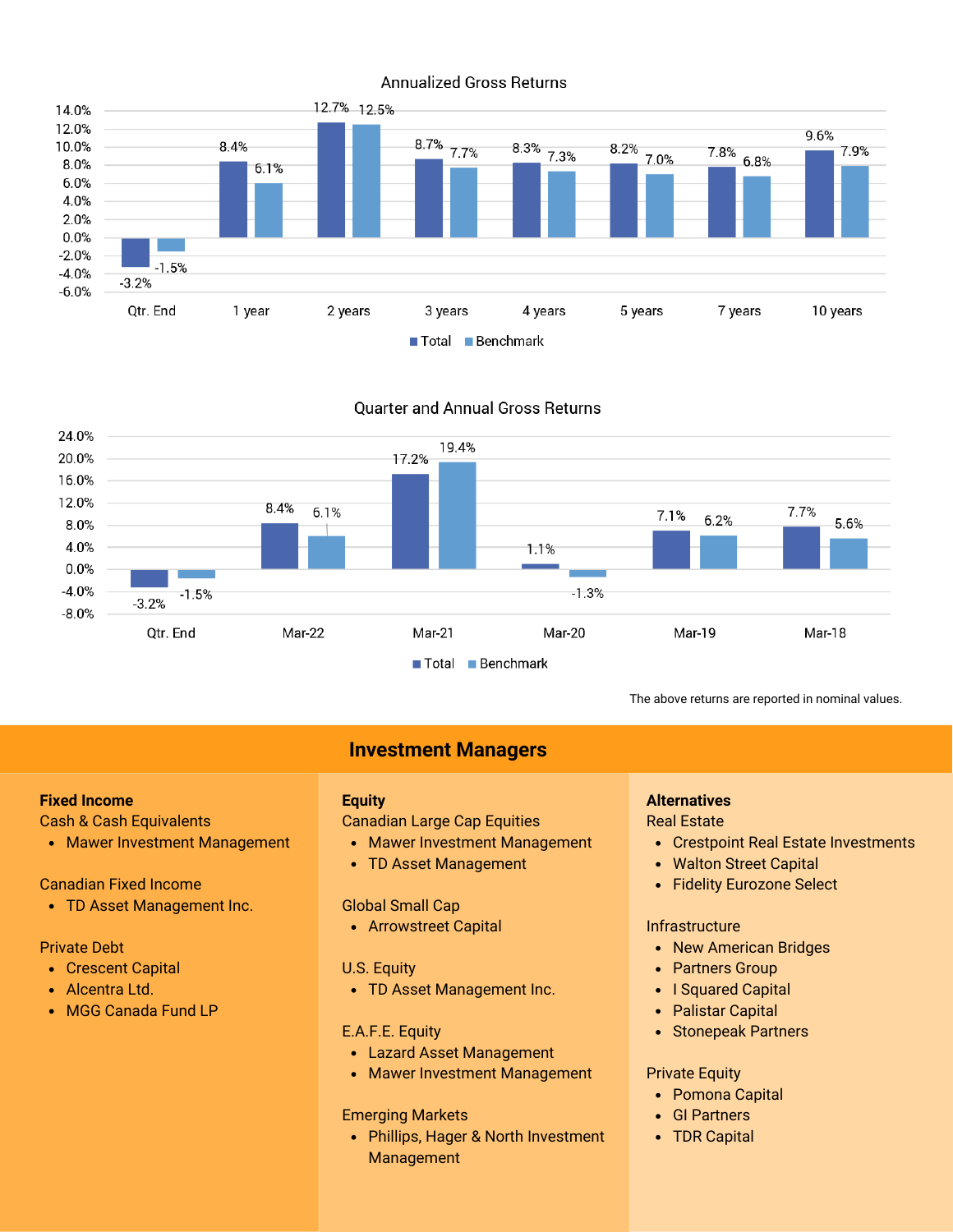Annualized Gross Returns

14.0%
12.0%
10.0%
8.0%
6.0%
4.0%
2.0%
0.0%
-2.0%
-4.0%
-6.0%

-3.2% -1.5%
8.4% 6.1%
12.7% 12.5%
8.7% 7.7%
8.3% 7.3%
8.2% 7.0%
7.8% 6.8%
9.6% 7.9%

Qtr. End
1 year
2 years
3 years
4 years
5 years
7 years
10 years

Total
Benchmark

Quarter and Annual Gross Returns

24.0%
20.0%
16.0%
12.0%
8.0%
4.0%
0.0%
-4.0%
-8.0%

-3.2% -1.5%
8.4% 6.1%
17.2% 19.4%
1.1% -1.3%
7.1% 6.2%
7.7% 5.6%

Qtr. End
Mar-22
Mar-21
Mar-20
Mar-19
Mar-18

Total
Benchmark

The above returns are reported in nominal values.

## Investment Managers

**Fixed Income**

Cash & Cash Equivalents
- Mawer Investment Management

Canadian Fixed Income
- TD Asset Management Inc.

Private Debt
- Crescent Capital
- Alcentra Ltd.
- MGG Canada Fund LP

**Equity**

Canadian Large Cap Equities
- Mawer Investment Management
- TD Asset Management

Global Small Cap
- Arrowstreet Capital

U.S. Equity
- TD Asset Management Inc.

E.A.F.E. Equity
- Lazard Asset Management
- Mawer Investment Management

Emerging Markets
- Phillips, Hager & North Investment Management

**Alternatives**

Real Estate
- Crestpoint Real Estate Investments
- Walton Street Capital
- Fidelity Eurozone Select

Infrastructure
- New American Bridges
- Partners Group
- I Squared Capital
- Palistar Capital
- Stonepeak Partners

Private Equity
- Pomona Capital
- GI Partners
- TDR Capital